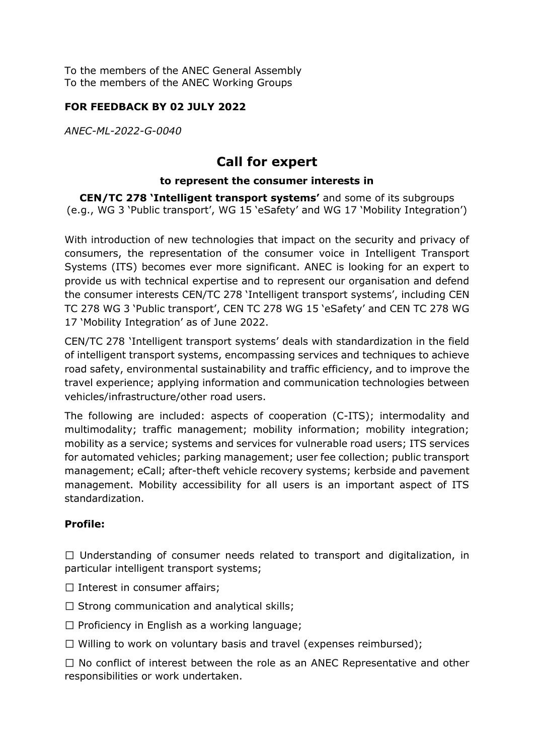To the members of the ANEC General Assembly
To the members of the ANEC Working Groups

**FOR FEEDBACK BY 02 JULY 2022**

*ANEC-ML-2022-G-0040*

# Call for expert

### to represent the consumer interests in

**CEN/TC 278 'Intelligent transport systems'** and some of its subgroups (e.g., WG 3 'Public transport', WG 15 'eSafety' and WG 17 'Mobility Integration')

With introduction of new technologies that impact on the security and privacy of consumers, the representation of the consumer voice in Intelligent Transport Systems (ITS) becomes ever more significant. ANEC is looking for an expert to provide us with technical expertise and to represent our organisation and defend the consumer interests CEN/TC 278 'Intelligent transport systems', including CEN TC 278 WG 3 'Public transport', CEN TC 278 WG 15 'eSafety' and CEN TC 278 WG 17 'Mobility Integration' as of June 2022.

CEN/TC 278 'Intelligent transport systems' deals with standardization in the field of intelligent transport systems, encompassing services and techniques to achieve road safety, environmental sustainability and traffic efficiency, and to improve the travel experience; applying information and communication technologies between vehicles/infrastructure/other road users.

The following are included: aspects of cooperation (C-ITS); intermodality and multimodality; traffic management; mobility information; mobility integration; mobility as a service; systems and services for vulnerable road users; ITS services for automated vehicles; parking management; user fee collection; public transport management; eCall; after-theft vehicle recovery systems; kerbside and pavement management. Mobility accessibility for all users is an important aspect of ITS standardization.

**Profile:**

☐ Understanding of consumer needs related to transport and digitalization, in particular intelligent transport systems;

☐ Interest in consumer affairs;

☐ Strong communication and analytical skills;

☐ Proficiency in English as a working language;

☐ Willing to work on voluntary basis and travel (expenses reimbursed);

☐ No conflict of interest between the role as an ANEC Representative and other responsibilities or work undertaken.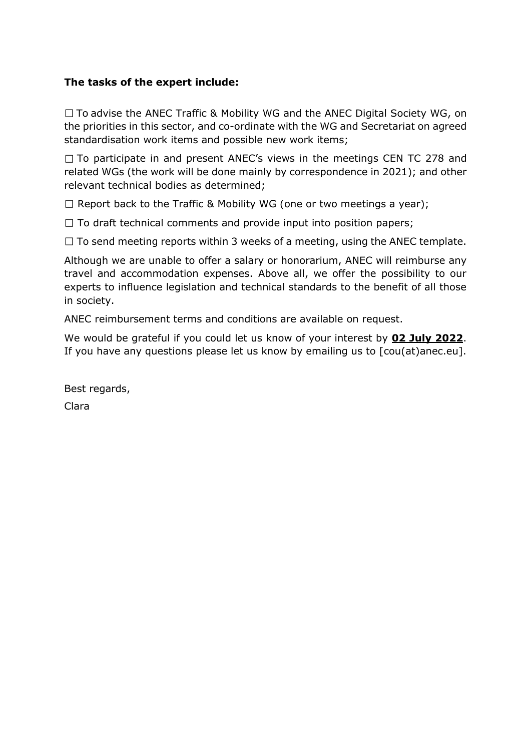**The tasks of the expert include:**

☐ To advise the ANEC Traffic & Mobility WG and the ANEC Digital Society WG, on the priorities in this sector, and co-ordinate with the WG and Secretariat on agreed standardisation work items and possible new work items;

☐ To participate in and present ANEC's views in the meetings CEN TC 278 and related WGs (the work will be done mainly by correspondence in 2021); and other relevant technical bodies as determined;

☐ Report back to the Traffic & Mobility WG (one or two meetings a year);

☐ To draft technical comments and provide input into position papers;

☐ To send meeting reports within 3 weeks of a meeting, using the ANEC template.

Although we are unable to offer a salary or honorarium, ANEC will reimburse any travel and accommodation expenses. Above all, we offer the possibility to our experts to influence legislation and technical standards to the benefit of all those in society.

ANEC reimbursement terms and conditions are available on request.

We would be grateful if you could let us know of your interest by **02 July 2022**. If you have any questions please let us know by emailing us to [cou(at)anec.eu].

Best regards,

Clara